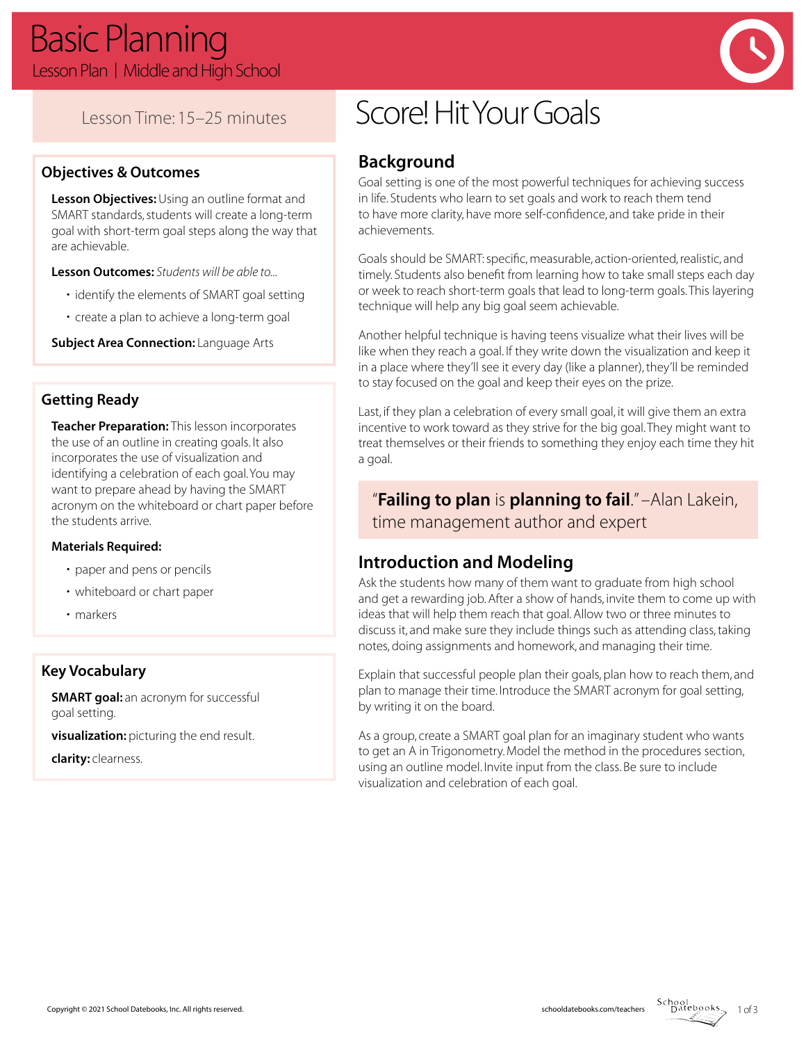# Basic Planning

Lesson Plan | Middle and High School

Lesson Time: 15–25 minutes

## Objectives & Outcomes

**Lesson Objectives:** Using an outline format and SMART standards, students will create a long-term goal with short-term goal steps along the way that are achievable.

**Lesson Outcomes:** *Students will be able to...*

- identify the elements of SMART goal setting
- create a plan to achieve a long-term goal

**Subject Area Connection:** Language Arts

## Getting Ready

**Teacher Preparation:** This lesson incorporates the use of an outline in creating goals. It also incorporates the use of visualization and identifying a celebration of each goal. You may want to prepare ahead by having the SMART acronym on the whiteboard or chart paper before the students arrive.

**Materials Required:**

- paper and pens or pencils
- whiteboard or chart paper
- markers

## Key Vocabulary

**SMART goal:** an acronym for successful goal setting.

**visualization:** picturing the end result.

**clarity:** clearness.

# Score! Hit Your Goals

## Background

Goal setting is one of the most powerful techniques for achieving success in life. Students who learn to set goals and work to reach them tend to have more clarity, have more self-confidence, and take pride in their achievements.

Goals should be SMART: specific, measurable, action-oriented, realistic, and timely. Students also benefit from learning how to take small steps each day or week to reach short-term goals that lead to long-term goals. This layering technique will help any big goal seem achievable.

Another helpful technique is having teens visualize what their lives will be like when they reach a goal. If they write down the visualization and keep it in a place where they'll see it every day (like a planner), they'll be reminded to stay focused on the goal and keep their eyes on the prize.

Last, if they plan a celebration of every small goal, it will give them an extra incentive to work toward as they strive for the big goal. They might want to treat themselves or their friends to something they enjoy each time they hit a goal.

"**Failing to plan** is **planning to fail**." –Alan Lakein, time management author and expert

## Introduction and Modeling

Ask the students how many of them want to graduate from high school and get a rewarding job. After a show of hands, invite them to come up with ideas that will help them reach that goal. Allow two or three minutes to discuss it, and make sure they include things such as attending class, taking notes, doing assignments and homework, and managing their time.

Explain that successful people plan their goals, plan how to reach them, and plan to manage their time. Introduce the SMART acronym for goal setting, by writing it on the board.

As a group, create a SMART goal plan for an imaginary student who wants to get an A in Trigonometry. Model the method in the procedures section, using an outline model. Invite input from the class. Be sure to include visualization and celebration of each goal.

Copyright © 2021 School Datebooks, Inc. All rights reserved.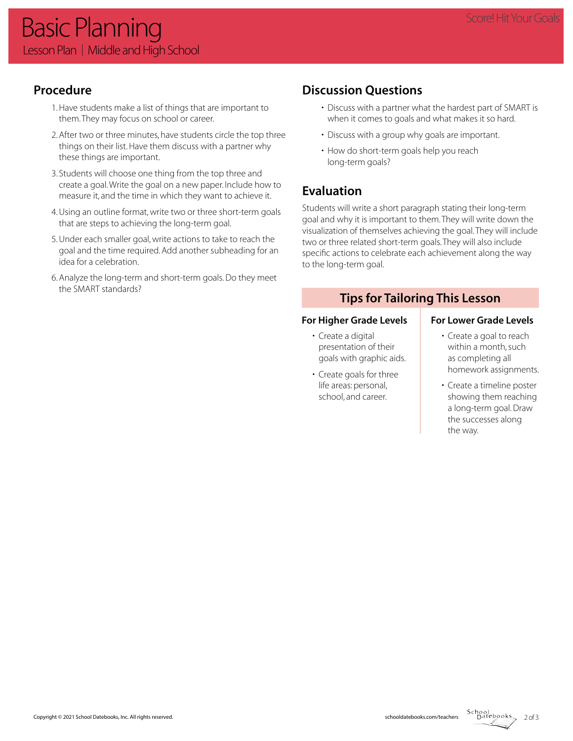# Basic Planning

Lesson Plan | Middle and High School

## Procedure

1. Have students make a list of things that are important to them. They may focus on school or career.
2. After two or three minutes, have students circle the top three things on their list. Have them discuss with a partner why these things are important.
3. Students will choose one thing from the top three and create a goal. Write the goal on a new paper. Include how to measure it, and the time in which they want to achieve it.
4. Using an outline format, write two or three short-term goals that are steps to achieving the long-term goal.
5. Under each smaller goal, write actions to take to reach the goal and the time required. Add another subheading for an idea for a celebration.
6. Analyze the long-term and short-term goals. Do they meet the SMART standards?

## Discussion Questions

- Discuss with a partner what the hardest part of SMART is when it comes to goals and what makes it so hard.
- Discuss with a group why goals are important.
- How do short-term goals help you reach long-term goals?

## Evaluation

Students will write a short paragraph stating their long-term goal and why it is important to them. They will write down the visualization of themselves achieving the goal. They will include two or three related short-term goals. They will also include specific actions to celebrate each achievement along the way to the long-term goal.

## Tips for Tailoring This Lesson

### For Higher Grade Levels

- Create a digital presentation of their goals with graphic aids.
- Create goals for three life areas: personal, school, and career.

### For Lower Grade Levels

- Create a goal to reach within a month, such as completing all homework assignments.
- Create a timeline poster showing them reaching a long-term goal. Draw the successes along the way.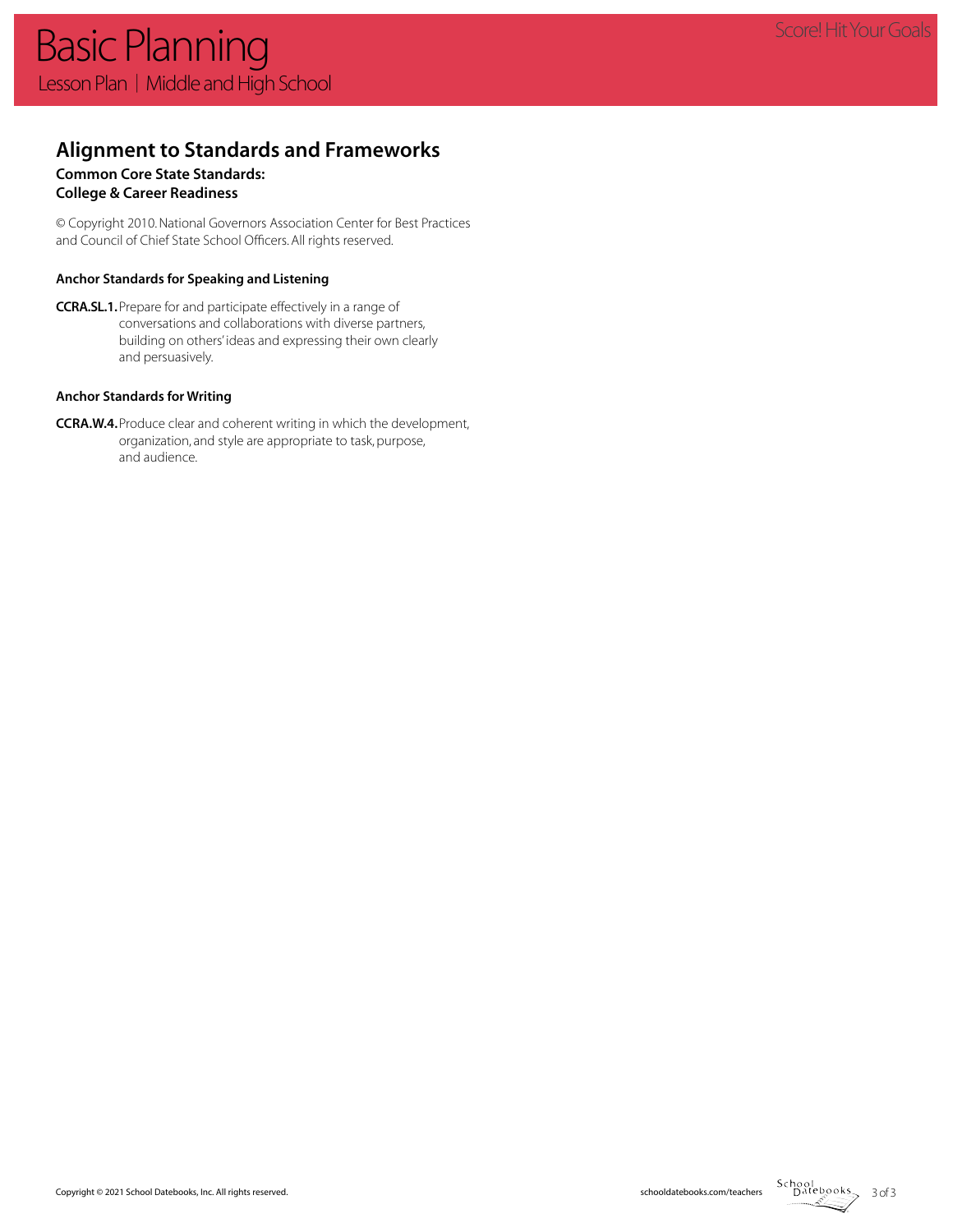## Alignment to Standards and Frameworks

**Common Core State Standards:**
**College & Career Readiness**

© Copyright 2010. National Governors Association Center for Best Practices and Council of Chief State School Officers. All rights reserved.

**Anchor Standards for Speaking and Listening**

**CCRA.SL.1.** Prepare for and participate effectively in a range of conversations and collaborations with diverse partners, building on others' ideas and expressing their own clearly and persuasively.

**Anchor Standards for Writing**

**CCRA.W.4.** Produce clear and coherent writing in which the development, organization, and style are appropriate to task, purpose, and audience.